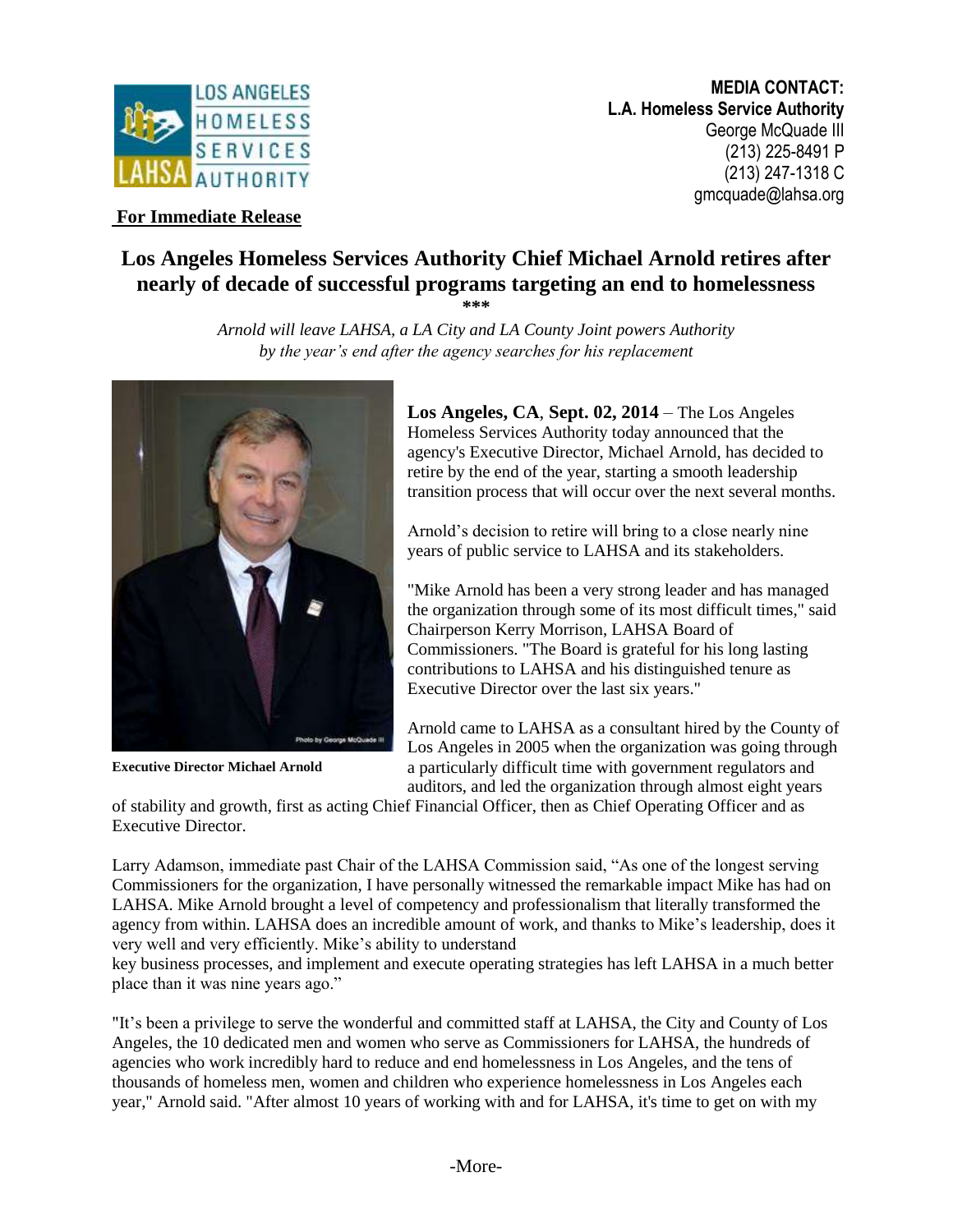**MEDIA CONTACT:**
**L.A. Homeless Service Authority**
George McQuade III
(213) 225-8491 P
(213) 247-1318 C
gmcquade@lahsa.org

**For Immediate Release**

# Los Angeles Homeless Services Authority Chief Michael Arnold retires after nearly of decade of successful programs targeting an end to homelessness

***

*Arnold will leave LAHSA, a LA City and LA County Joint powers Authority by the year's end after the agency searches for his replacement*

**Executive Director Michael Arnold**

**Los Angeles, CA**, **Sept. 02, 2014** – The Los Angeles Homeless Services Authority today announced that the agency's Executive Director, Michael Arnold, has decided to retire by the end of the year, starting a smooth leadership transition process that will occur over the next several months.

Arnold's decision to retire will bring to a close nearly nine years of public service to LAHSA and its stakeholders.

"Mike Arnold has been a very strong leader and has managed the organization through some of its most difficult times," said Chairperson Kerry Morrison, LAHSA Board of Commissioners. "The Board is grateful for his long lasting contributions to LAHSA and his distinguished tenure as Executive Director over the last six years."

Arnold came to LAHSA as a consultant hired by the County of Los Angeles in 2005 when the organization was going through a particularly difficult time with government regulators and auditors, and led the organization through almost eight years of stability and growth, first as acting Chief Financial Officer, then as Chief Operating Officer and as Executive Director.

Larry Adamson, immediate past Chair of the LAHSA Commission said, "As one of the longest serving Commissioners for the organization, I have personally witnessed the remarkable impact Mike has had on LAHSA. Mike Arnold brought a level of competency and professionalism that literally transformed the agency from within. LAHSA does an incredible amount of work, and thanks to Mike's leadership, does it very well and very efficiently. Mike's ability to understand key business processes, and implement and execute operating strategies has left LAHSA in a much better place than it was nine years ago."

"It's been a privilege to serve the wonderful and committed staff at LAHSA, the City and County of Los Angeles, the 10 dedicated men and women who serve as Commissioners for LAHSA, the hundreds of agencies who work incredibly hard to reduce and end homelessness in Los Angeles, and the tens of thousands of homeless men, women and children who experience homelessness in Los Angeles each year," Arnold said. "After almost 10 years of working with and for LAHSA, it's time to get on with my

-More-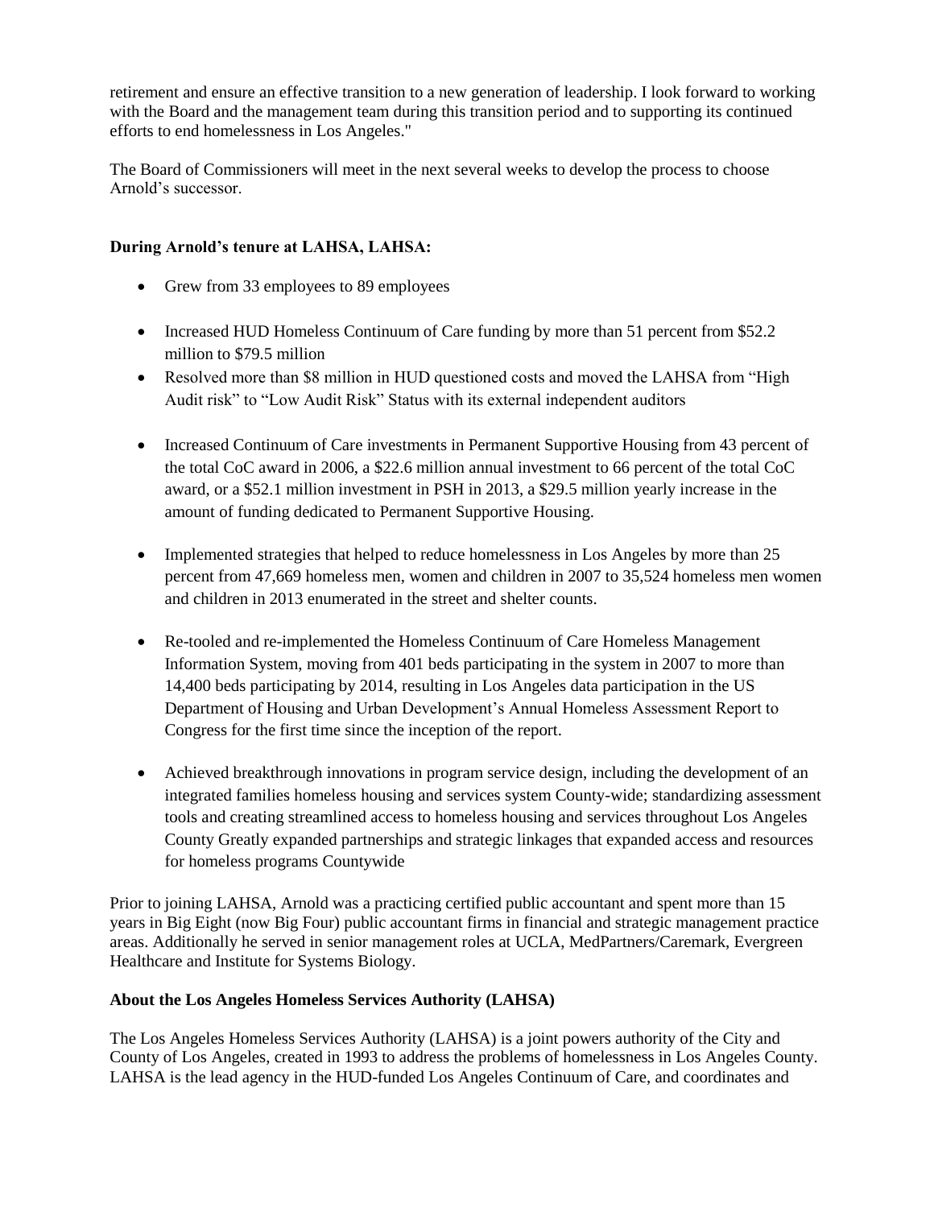retirement and ensure an effective transition to a new generation of leadership. I look forward to working with the Board and the management team during this transition period and to supporting its continued efforts to end homelessness in Los Angeles."

The Board of Commissioners will meet in the next several weeks to develop the process to choose Arnold's successor.

**During Arnold's tenure at LAHSA, LAHSA:**

- Grew from 33 employees to 89 employees
- Increased HUD Homeless Continuum of Care funding by more than 51 percent from $52.2 million to $79.5 million
- Resolved more than $8 million in HUD questioned costs and moved the LAHSA from "High Audit risk" to "Low Audit Risk" Status with its external independent auditors
- Increased Continuum of Care investments in Permanent Supportive Housing from 43 percent of the total CoC award in 2006, a $22.6 million annual investment to 66 percent of the total CoC award, or a $52.1 million investment in PSH in 2013, a $29.5 million yearly increase in the amount of funding dedicated to Permanent Supportive Housing.
- Implemented strategies that helped to reduce homelessness in Los Angeles by more than 25 percent from 47,669 homeless men, women and children in 2007 to 35,524 homeless men women and children in 2013 enumerated in the street and shelter counts.
- Re-tooled and re-implemented the Homeless Continuum of Care Homeless Management Information System, moving from 401 beds participating in the system in 2007 to more than 14,400 beds participating by 2014, resulting in Los Angeles data participation in the US Department of Housing and Urban Development's Annual Homeless Assessment Report to Congress for the first time since the inception of the report.
- Achieved breakthrough innovations in program service design, including the development of an integrated families homeless housing and services system County-wide; standardizing assessment tools and creating streamlined access to homeless housing and services throughout Los Angeles County Greatly expanded partnerships and strategic linkages that expanded access and resources for homeless programs Countywide

Prior to joining LAHSA, Arnold was a practicing certified public accountant and spent more than 15 years in Big Eight (now Big Four) public accountant firms in financial and strategic management practice areas. Additionally he served in senior management roles at UCLA, MedPartners/Caremark, Evergreen Healthcare and Institute for Systems Biology.

**About the Los Angeles Homeless Services Authority (LAHSA)**

The Los Angeles Homeless Services Authority (LAHSA) is a joint powers authority of the City and County of Los Angeles, created in 1993 to address the problems of homelessness in Los Angeles County. LAHSA is the lead agency in the HUD-funded Los Angeles Continuum of Care, and coordinates and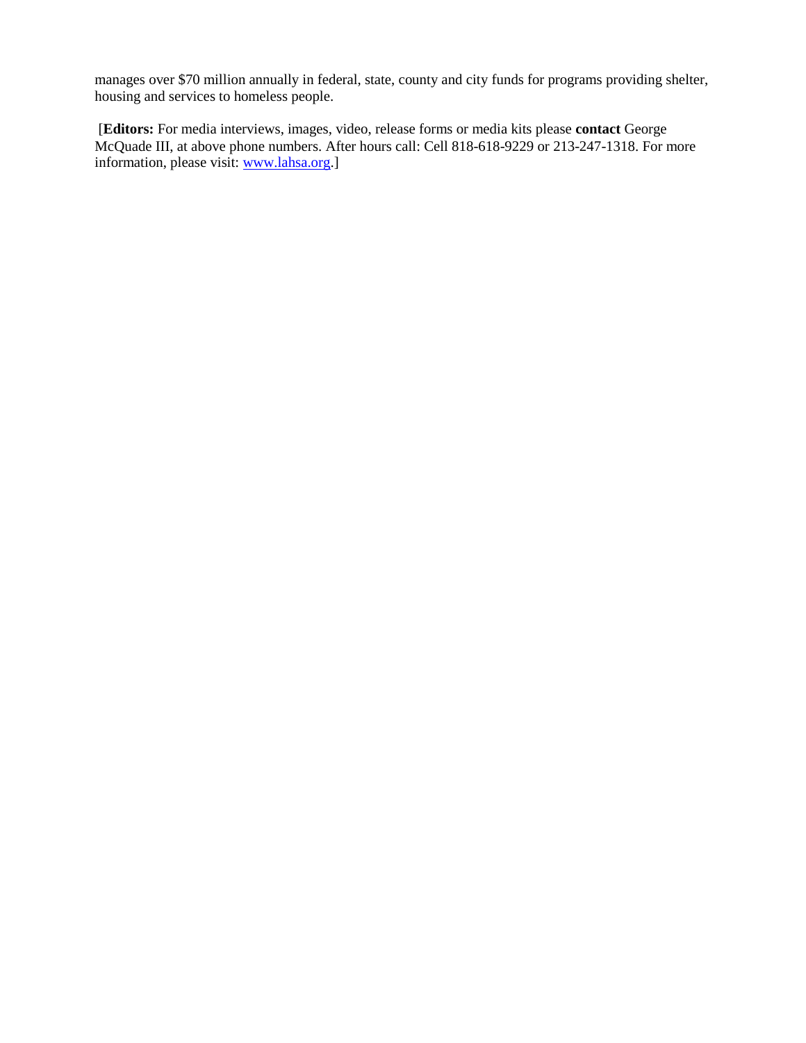manages over $70 million annually in federal, state, county and city funds for programs providing shelter, housing and services to homeless people.

[**Editors:** For media interviews, images, video, release forms or media kits please **contact** George McQuade III, at above phone numbers. After hours call: Cell 818-618-9229 or 213-247-1318. For more information, please visit: www.lahsa.org.]